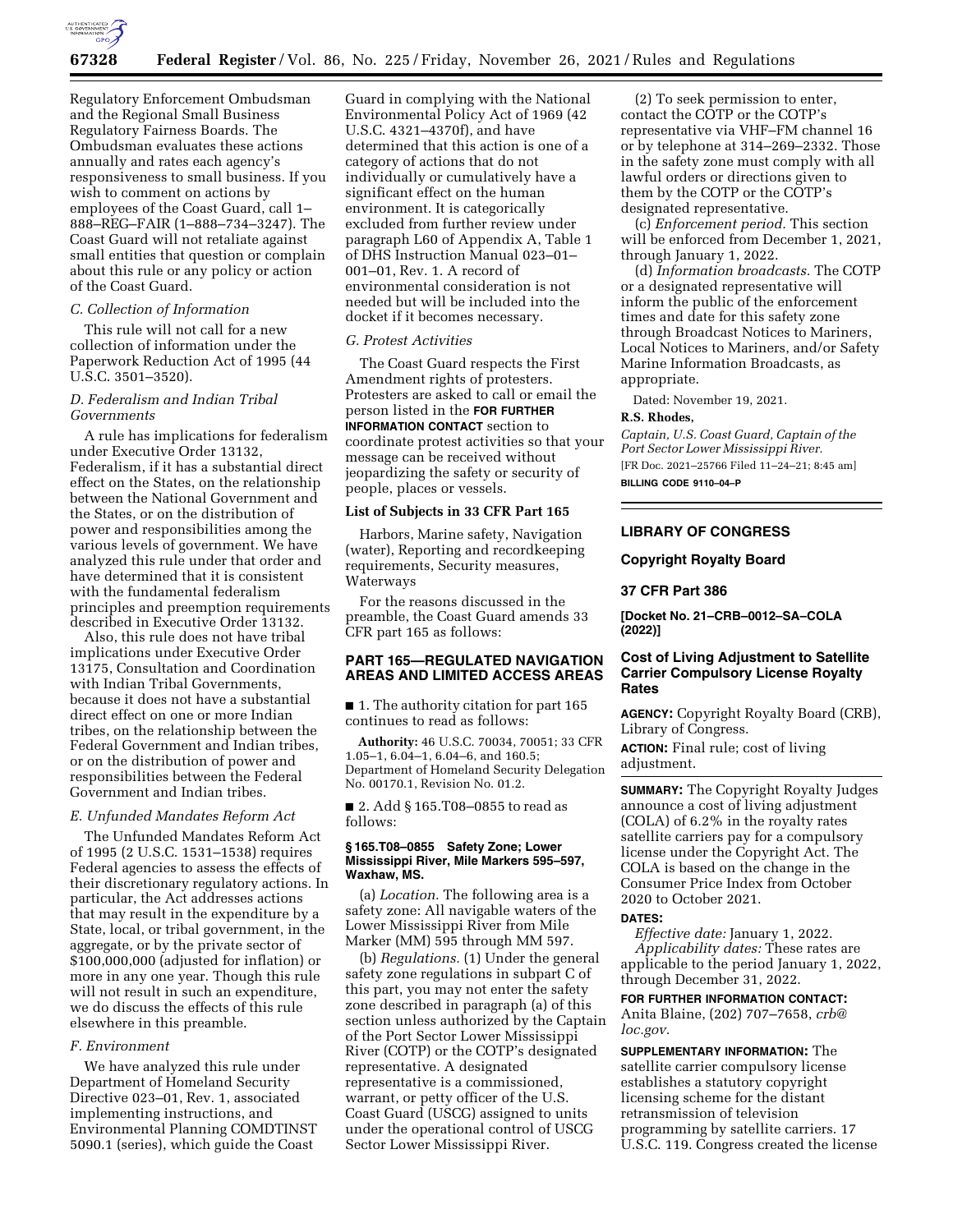Regulatory Enforcement Ombudsman and the Regional Small Business Regulatory Fairness Boards. The Ombudsman evaluates these actions annually and rates each agency's responsiveness to small business. If you wish to comment on actions by employees of the Coast Guard, call 1–888–REG–FAIR (1–888–734–3247). The Coast Guard will not retaliate against small entities that question or complain about this rule or any policy or action of the Coast Guard.

### *C. Collection of Information*

This rule will not call for a new collection of information under the Paperwork Reduction Act of 1995 (44 U.S.C. 3501–3520).

### *D. Federalism and Indian Tribal Governments*

A rule has implications for federalism under Executive Order 13132, Federalism, if it has a substantial direct effect on the States, on the relationship between the National Government and the States, or on the distribution of power and responsibilities among the various levels of government. We have analyzed this rule under that order and have determined that it is consistent with the fundamental federalism principles and preemption requirements described in Executive Order 13132.

Also, this rule does not have tribal implications under Executive Order 13175, Consultation and Coordination with Indian Tribal Governments, because it does not have a substantial direct effect on one or more Indian tribes, on the relationship between the Federal Government and Indian tribes, or on the distribution of power and responsibilities between the Federal Government and Indian tribes.

### *E. Unfunded Mandates Reform Act*

The Unfunded Mandates Reform Act of 1995 (2 U.S.C. 1531–1538) requires Federal agencies to assess the effects of their discretionary regulatory actions. In particular, the Act addresses actions that may result in the expenditure by a State, local, or tribal government, in the aggregate, or by the private sector of $100,000,000 (adjusted for inflation) or more in any one year. Though this rule will not result in such an expenditure, we do discuss the effects of this rule elsewhere in this preamble.

### *F. Environment*

We have analyzed this rule under Department of Homeland Security Directive 023–01, Rev. 1, associated implementing instructions, and Environmental Planning COMDTINST 5090.1 (series), which guide the Coast Guard in complying with the National Environmental Policy Act of 1969 (42 U.S.C. 4321–4370f), and have determined that this action is one of a category of actions that do not individually or cumulatively have a significant effect on the human environment. It is categorically excluded from further review under paragraph L60 of Appendix A, Table 1 of DHS Instruction Manual 023–01–001–01, Rev. 1. A record of environmental consideration is not needed but will be included into the docket if it becomes necessary.

### *G. Protest Activities*

The Coast Guard respects the First Amendment rights of protesters. Protesters are asked to call or email the person listed in the **FOR FURTHER INFORMATION CONTACT** section to coordinate protest activities so that your message can be received without jeopardizing the safety or security of people, places or vessels.

### List of Subjects in 33 CFR Part 165

Harbors, Marine safety, Navigation (water), Reporting and recordkeeping requirements, Security measures, Waterways

For the reasons discussed in the preamble, the Coast Guard amends 33 CFR part 165 as follows:

## PART 165—REGULATED NAVIGATION AREAS AND LIMITED ACCESS AREAS

■ 1. The authority citation for part 165 continues to read as follows:

**Authority:** 46 U.S.C. 70034, 70051; 33 CFR 1.05–1, 6.04–1, 6.04–6, and 160.5; Department of Homeland Security Delegation No. 00170.1, Revision No. 01.2.

■ 2. Add § 165.T08–0855 to read as follows:

#### § 165.T08–0855 Safety Zone; Lower Mississippi River, Mile Markers 595–597, Waxhaw, MS.

(a) *Location.* The following area is a safety zone: All navigable waters of the Lower Mississippi River from Mile Marker (MM) 595 through MM 597.

(b) *Regulations.* (1) Under the general safety zone regulations in subpart C of this part, you may not enter the safety zone described in paragraph (a) of this section unless authorized by the Captain of the Port Sector Lower Mississippi River (COTP) or the COTP's designated representative. A designated representative is a commissioned, warrant, or petty officer of the U.S. Coast Guard (USCG) assigned to units under the operational control of USCG Sector Lower Mississippi River.

(2) To seek permission to enter, contact the COTP or the COTP's representative via VHF–FM channel 16 or by telephone at 314–269–2332. Those in the safety zone must comply with all lawful orders or directions given to them by the COTP or the COTP's designated representative.

(c) *Enforcement period.* This section will be enforced from December 1, 2021, through January 1, 2022.

(d) *Information broadcasts.* The COTP or a designated representative will inform the public of the enforcement times and date for this safety zone through Broadcast Notices to Mariners, Local Notices to Mariners, and/or Safety Marine Information Broadcasts, as appropriate.

Dated: November 19, 2021.

**R.S. Rhodes,**

*Captain, U.S. Coast Guard, Captain of the Port Sector Lower Mississippi River.*

[FR Doc. 2021–25766 Filed 11–24–21; 8:45 am]

**BILLING CODE 9110–04–P**

---

## LIBRARY OF CONGRESS

### Copyright Royalty Board

### 37 CFR Part 386

**[Docket No. 21–CRB–0012–SA–COLA (2022)]**

### Cost of Living Adjustment to Satellite Carrier Compulsory License Royalty Rates

**AGENCY:** Copyright Royalty Board (CRB), Library of Congress.

**ACTION:** Final rule; cost of living adjustment.

**SUMMARY:** The Copyright Royalty Judges announce a cost of living adjustment (COLA) of 6.2% in the royalty rates satellite carriers pay for a compulsory license under the Copyright Act. The COLA is based on the change in the Consumer Price Index from October 2020 to October 2021.

**DATES:**

*Effective date:* January 1, 2022.

*Applicability dates:* These rates are applicable to the period January 1, 2022, through December 31, 2022.

**FOR FURTHER INFORMATION CONTACT:** Anita Blaine, (202) 707–7658, *crb@loc.gov.*

**SUPPLEMENTARY INFORMATION:** The satellite carrier compulsory license establishes a statutory copyright licensing scheme for the distant retransmission of television programming by satellite carriers. 17 U.S.C. 119. Congress created the license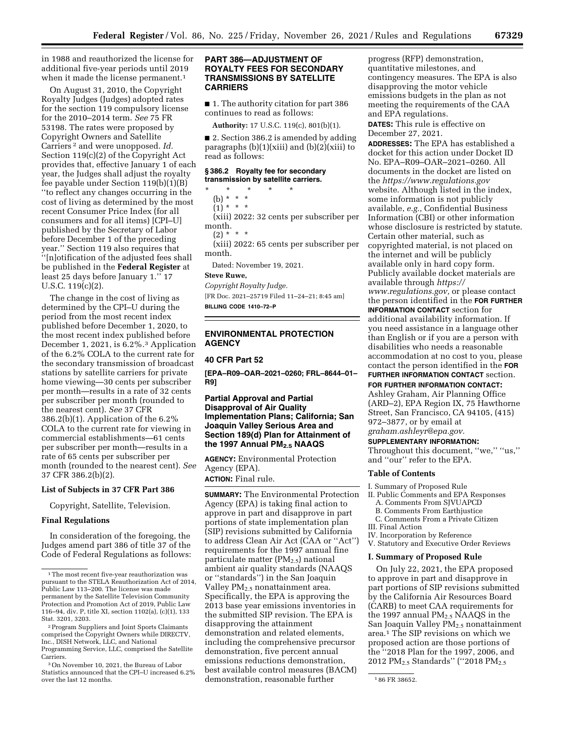in 1988 and reauthorized the license for additional five-year periods until 2019 when it made the license permanent.[1]

On August 31, 2010, the Copyright Royalty Judges (Judges) adopted rates for the section 119 compulsory license for the 2010–2014 term. *See* 75 FR 53198. The rates were proposed by Copyright Owners and Satellite Carriers[2] and were unopposed. *Id.* Section 119(c)(2) of the Copyright Act provides that, effective January 1 of each year, the Judges shall adjust the royalty fee payable under Section 119(b)(1)(B) ''to reflect any changes occurring in the cost of living as determined by the most recent Consumer Price Index (for all consumers and for all items) [CPI–U] published by the Secretary of Labor before December 1 of the preceding year.'' Section 119 also requires that ''[n]otification of the adjusted fees shall be published in the **Federal Register** at least 25 days before January 1.'' 17 U.S.C. 119(c)(2).

The change in the cost of living as determined by the CPI–U during the period from the most recent index published before December 1, 2020, to the most recent index published before December 1, 2021, is 6.2%.[3] Application of the 6.2% COLA to the current rate for the secondary transmission of broadcast stations by satellite carriers for private home viewing—30 cents per subscriber per month—results in a rate of 32 cents per subscriber per month (rounded to the nearest cent). *See* 37 CFR 386.2(b)(1). Application of the 6.2% COLA to the current rate for viewing in commercial establishments—61 cents per subscriber per month—results in a rate of 65 cents per subscriber per month (rounded to the nearest cent). *See* 37 CFR 386.2(b)(2).

### List of Subjects in 37 CFR Part 386

Copyright, Satellite, Television.

### Final Regulations

In consideration of the foregoing, the Judges amend part 386 of title 37 of the Code of Federal Regulations as follows:

[1] The most recent five-year reauthorization was pursuant to the STELA Reauthorization Act of 2014, Public Law 113–200. The license was made permanent by the Satellite Television Community Protection and Promotion Act of 2019, Public Law 116–94, div. P, title XI, section 1102(a), (c)(1), 133 Stat. 3201, 3203.

[2] Program Suppliers and Joint Sports Claimants comprised the Copyright Owners while DIRECTV, Inc., DISH Network, LLC, and National Programming Service, LLC, comprised the Satellite Carriers.

[3] On November 10, 2021, the Bureau of Labor Statistics announced that the CPI–U increased 6.2% over the last 12 months.

## PART 386—ADJUSTMENT OF ROYALTY FEES FOR SECONDARY TRANSMISSIONS BY SATELLITE CARRIERS

■ 1. The authority citation for part 386 continues to read as follows:

**Authority:** 17 U.S.C. 119(c), 801(b)(1).

■ 2. Section 386.2 is amended by adding paragraphs (b)(1)(xiii) and (b)(2)(xiii) to read as follows:

### § 386.2 Royalty fee for secondary transmission by satellite carriers.

\* \* \* \* \*

(b) \* \* \*

(1) \* \* \*

(xiii) 2022: 32 cents per subscriber per month.

(2) \* \* \*

(xiii) 2022: 65 cents per subscriber per month.

Dated: November 19, 2021.

**Steve Ruwe,**

*Copyright Royalty Judge.*

[FR Doc. 2021–25719 Filed 11–24–21; 8:45 am]

**BILLING CODE 1410–72–P**

## ENVIRONMENTAL PROTECTION AGENCY

### 40 CFR Part 52

**[EPA–R09–OAR–2021–0260; FRL–8644–01–R9]**

### Partial Approval and Partial Disapproval of Air Quality Implementation Plans; California; San Joaquin Valley Serious Area and Section 189(d) Plan for Attainment of the 1997 Annual $PM_{2.5}$ NAAQS

**AGENCY:** Environmental Protection Agency (EPA).

**ACTION:** Final rule.

**SUMMARY:** The Environmental Protection Agency (EPA) is taking final action to approve in part and disapprove in part portions of state implementation plan (SIP) revisions submitted by California to address Clean Air Act (CAA or ''Act'') requirements for the 1997 annual fine particulate matter ($PM_{2.5}$) national ambient air quality standards (NAAQS or ''standards'') in the San Joaquin Valley $PM_{2.5}$ nonattainment area. Specifically, the EPA is approving the 2013 base year emissions inventories in the submitted SIP revision. The EPA is disapproving the attainment demonstration and related elements, including the comprehensive precursor demonstration, five percent annual emissions reductions demonstration, best available control measures (BACM) demonstration, reasonable further progress (RFP) demonstration, quantitative milestones, and contingency measures. The EPA is also disapproving the motor vehicle emissions budgets in the plan as not meeting the requirements of the CAA and EPA regulations.

**DATES:** This rule is effective on December 27, 2021.

**ADDRESSES:** The EPA has established a docket for this action under Docket ID No. EPA–R09–OAR–2021–0260. All documents in the docket are listed on the *https://www.regulations.gov* website. Although listed in the index, some information is not publicly available, *e.g.,* Confidential Business Information (CBI) or other information whose disclosure is restricted by statute. Certain other material, such as copyrighted material, is not placed on the internet and will be publicly available only in hard copy form. Publicly available docket materials are available through *https://www.regulations.gov,* or please contact the person identified in the **FOR FURTHER INFORMATION CONTACT** section for additional availability information. If you need assistance in a language other than English or if you are a person with disabilities who needs a reasonable accommodation at no cost to you, please contact the person identified in the **FOR FURTHER INFORMATION CONTACT** section.

**FOR FURTHER INFORMATION CONTACT:** Ashley Graham, Air Planning Office (ARD–2), EPA Region IX, 75 Hawthorne Street, San Francisco, CA 94105, (415) 972–3877, or by email at *graham.ashleyr@epa.gov.*

**SUPPLEMENTARY INFORMATION:** Throughout this document, ''we,'' ''us,'' and ''our'' refer to the EPA.

### Table of Contents

I. Summary of Proposed Rule
II. Public Comments and EPA Responses
  A. Comments From SJVUAPCD
  B. Comments From Earthjustice
  C. Comments From a Private Citizen
III. Final Action
IV. Incorporation by Reference
V. Statutory and Executive Order Reviews

### I. Summary of Proposed Rule

On July 22, 2021, the EPA proposed to approve in part and disapprove in part portions of SIP revisions submitted by the California Air Resources Board (CARB) to meet CAA requirements for the 1997 annual $PM_{2.5}$ NAAQS in the San Joaquin Valley $PM_{2.5}$ nonattainment area.[1] The SIP revisions on which we proposed action are those portions of the ''2018 Plan for the 1997, 2006, and 2012 $PM_{2.5}$ Standards'' (''2018 $PM_{2.5}$

[1] 86 FR 38652.